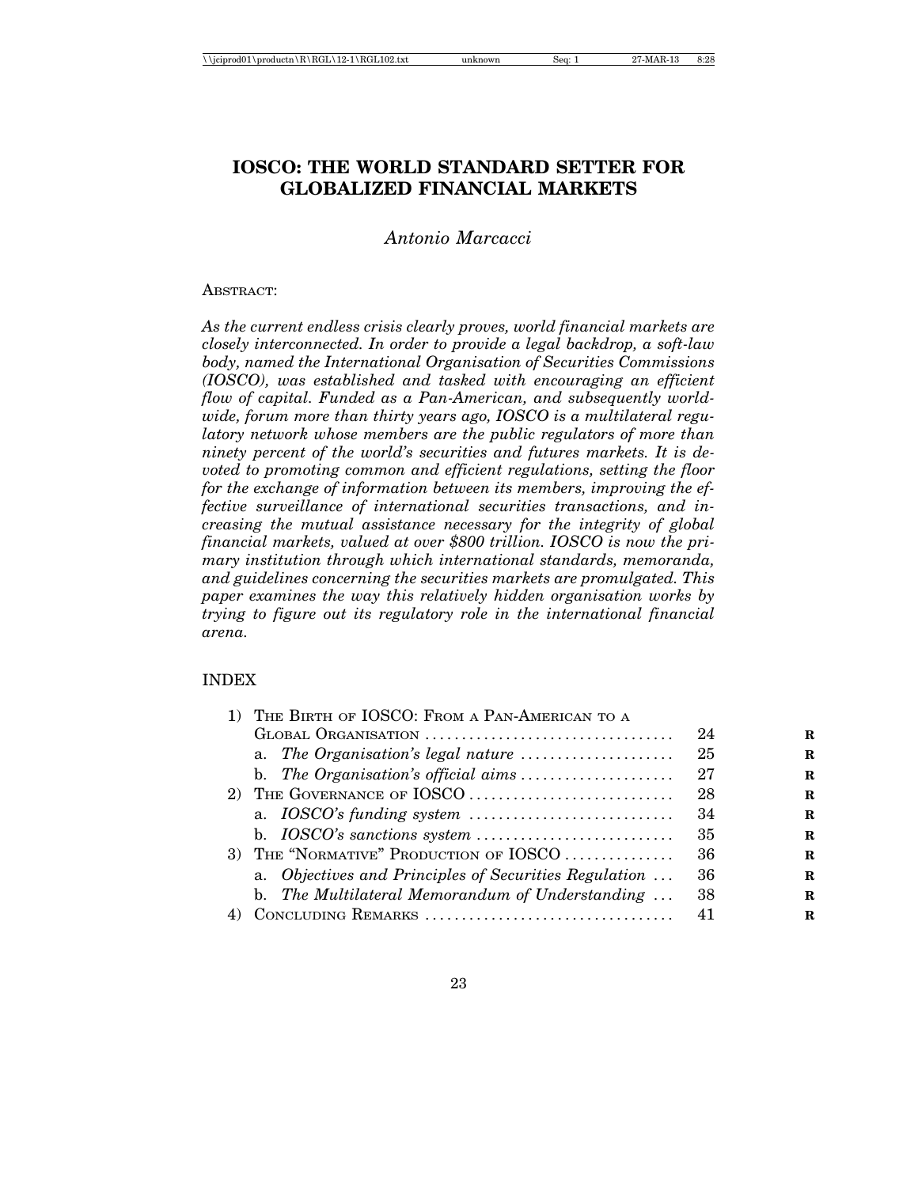# IOSCO: THE WORLD STANDARD SETTER FOR GLOBALIZED FINANCIAL MARKETS

*Antonio Marcacci*

ABSTRACT:

*As the current endless crisis clearly proves, world financial markets are closely interconnected. In order to provide a legal backdrop, a soft-law body, named the International Organisation of Securities Commissions (IOSCO), was established and tasked with encouraging an efficient flow of capital. Funded as a Pan-American, and subsequently worldwide, forum more than thirty years ago, IOSCO is a multilateral regulatory network whose members are the public regulators of more than ninety percent of the world's securities and futures markets. It is devoted to promoting common and efficient regulations, setting the floor for the exchange of information between its members, improving the effective surveillance of international securities transactions, and increasing the mutual assistance necessary for the integrity of global financial markets, valued at over $800 trillion. IOSCO is now the primary institution through which international standards, memoranda, and guidelines concerning the securities markets are promulgated. This paper examines the way this relatively hidden organisation works by trying to figure out its regulatory role in the international financial arena.*

## INDEX

1) THE BIRTH OF IOSCO: FROM A PAN-AMERICAN TO A GLOBAL ORGANISATION .......... 24
   a. *The Organisation's legal nature* .......... 25
   b. *The Organisation's official aims* .......... 27
2) THE GOVERNANCE OF IOSCO .......... 28
   a. *IOSCO's funding system* .......... 34
   b. *IOSCO's sanctions system* .......... 35
3) THE "NORMATIVE" PRODUCTION OF IOSCO .......... 36
   a. *Objectives and Principles of Securities Regulation* .......... 36
   b. *The Multilateral Memorandum of Understanding* .......... 38
4) CONCLUDING REMARKS .......... 41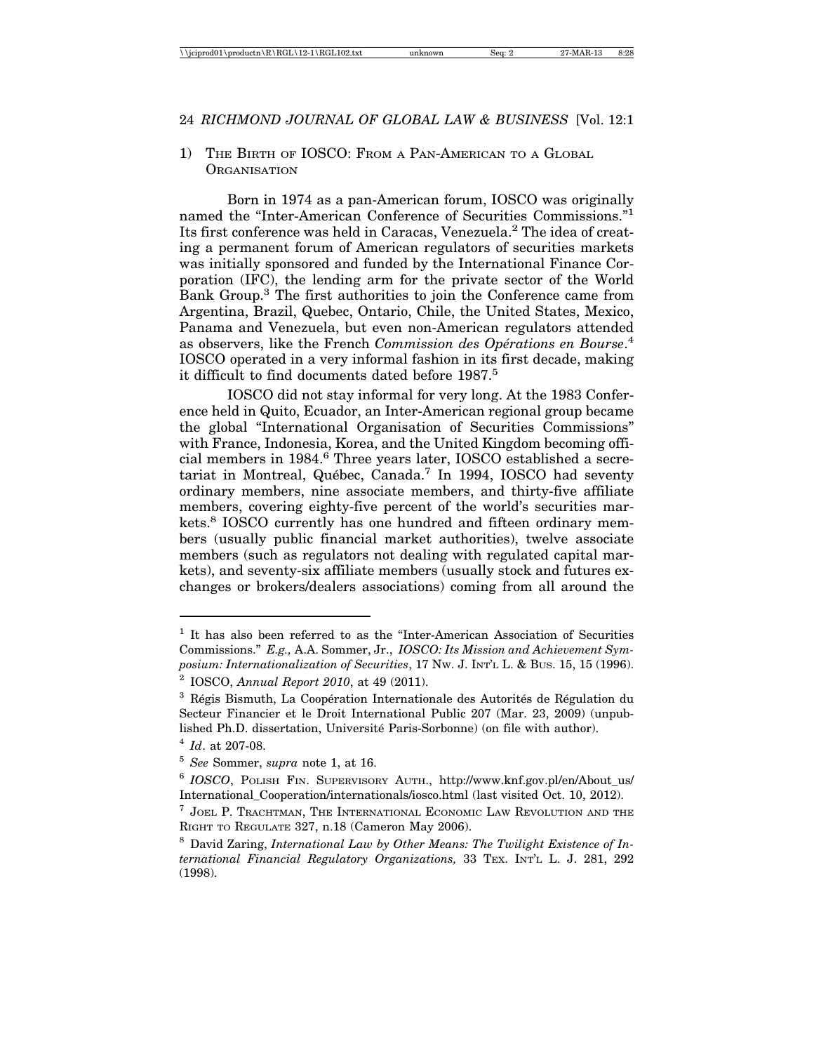## 1) The Birth of IOSCO: From a Pan-American to a Global Organisation

Born in 1974 as a pan-American forum, IOSCO was originally named the "Inter-American Conference of Securities Commissions."[1] Its first conference was held in Caracas, Venezuela.[2] The idea of creating a permanent forum of American regulators of securities markets was initially sponsored and funded by the International Finance Corporation (IFC), the lending arm for the private sector of the World Bank Group.[3] The first authorities to join the Conference came from Argentina, Brazil, Quebec, Ontario, Chile, the United States, Mexico, Panama and Venezuela, but even non-American regulators attended as observers, like the French *Commission des Opérations en Bourse*.[4] IOSCO operated in a very informal fashion in its first decade, making it difficult to find documents dated before 1987.[5]

IOSCO did not stay informal for very long. At the 1983 Conference held in Quito, Ecuador, an Inter-American regional group became the global "International Organisation of Securities Commissions" with France, Indonesia, Korea, and the United Kingdom becoming official members in 1984.[6] Three years later, IOSCO established a secretariat in Montreal, Québec, Canada.[7] In 1994, IOSCO had seventy ordinary members, nine associate members, and thirty-five affiliate members, covering eighty-five percent of the world's securities markets.[8] IOSCO currently has one hundred and fifteen ordinary members (usually public financial market authorities), twelve associate members (such as regulators not dealing with regulated capital markets), and seventy-six affiliate members (usually stock and futures exchanges or brokers/dealers associations) coming from all around the

---

[1] It has also been referred to as the "Inter-American Association of Securities Commissions." *E.g.,* A.A. Sommer, Jr., *IOSCO: Its Mission and Achievement Symposium: Internationalization of Securities*, 17 Nw. J. Int'l L. & Bus. 15, 15 (1996).

[2] IOSCO, *Annual Report 2010*, at 49 (2011).

[3] Régis Bismuth, La Coopération Internationale des Autorités de Régulation du Secteur Financier et le Droit International Public 207 (Mar. 23, 2009) (unpublished Ph.D. dissertation, Université Paris-Sorbonne) (on file with author).

[4] *Id*. at 207-08.

[5] *See* Sommer, *supra* note 1, at 16.

[6] *IOSCO*, Polish Fin. Supervisory Auth., http://www.knf.gov.pl/en/About_us/International_Cooperation/internationals/iosco.html (last visited Oct. 10, 2012).

[7] Joel P. Trachtman, The International Economic Law Revolution and the Right to Regulate 327, n.18 (Cameron May 2006).

[8] David Zaring, *International Law by Other Means: The Twilight Existence of International Financial Regulatory Organizations,* 33 Tex. Int'l L. J. 281, 292 (1998).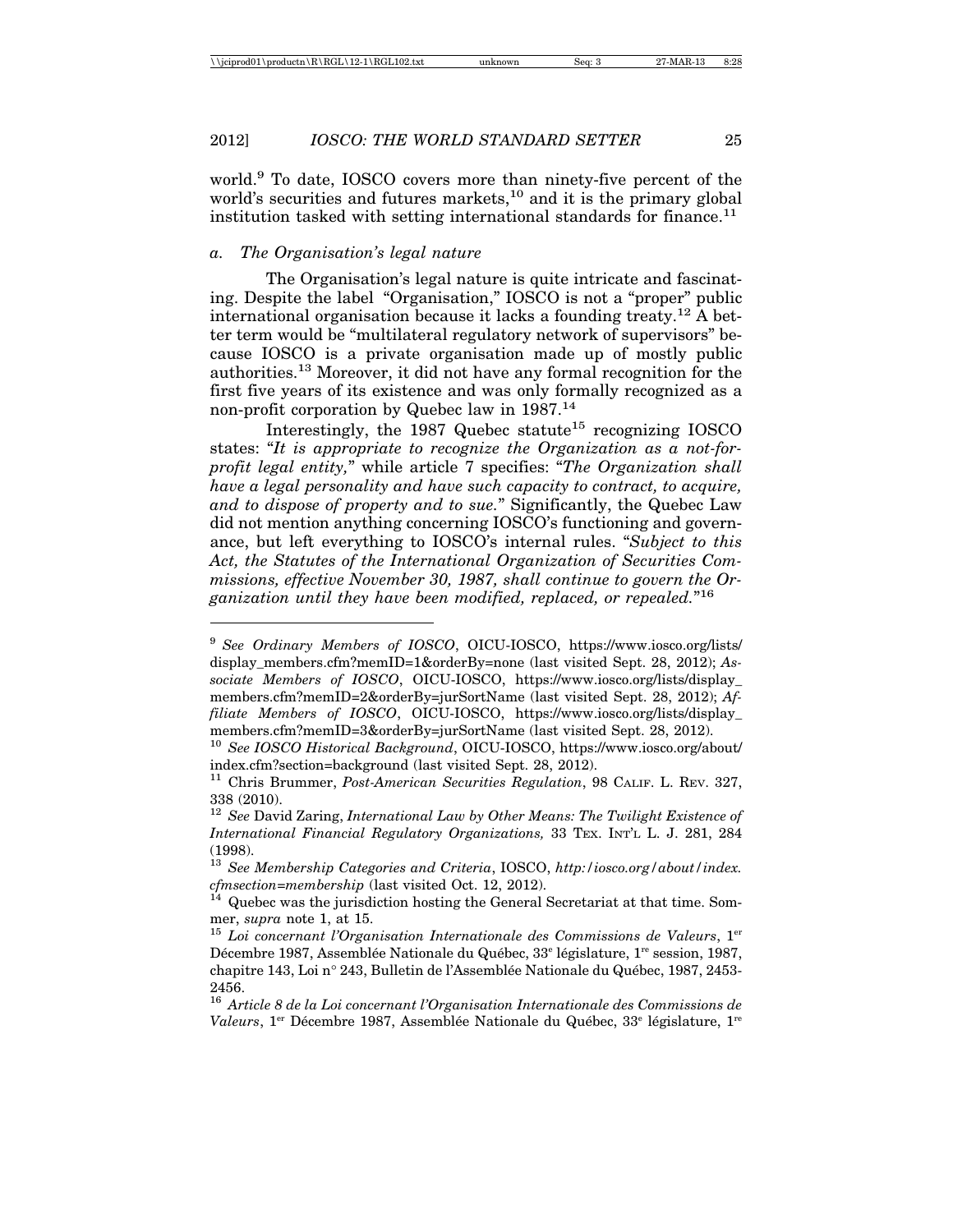world.[9] To date, IOSCO covers more than ninety-five percent of the world's securities and futures markets,[10] and it is the primary global institution tasked with setting international standards for finance.[11]

### *a. The Organisation's legal nature*

The Organisation's legal nature is quite intricate and fascinating. Despite the label "Organisation," IOSCO is not a "proper" public international organisation because it lacks a founding treaty.[12] A better term would be "multilateral regulatory network of supervisors" because IOSCO is a private organisation made up of mostly public authorities.[13] Moreover, it did not have any formal recognition for the first five years of its existence and was only formally recognized as a non-profit corporation by Quebec law in 1987.[14]

Interestingly, the 1987 Quebec statute[15] recognizing IOSCO states: "*It is appropriate to recognize the Organization as a not-for-profit legal entity,*" while article 7 specifies: "*The Organization shall have a legal personality and have such capacity to contract, to acquire, and to dispose of property and to sue.*" Significantly, the Quebec Law did not mention anything concerning IOSCO's functioning and governance, but left everything to IOSCO's internal rules. "*Subject to this Act, the Statutes of the International Organization of Securities Commissions, effective November 30, 1987, shall continue to govern the Organization until they have been modified, replaced, or repealed.*"[16]

---

[9] *See Ordinary Members of IOSCO*, OICU-IOSCO, https://www.iosco.org/lists/display_members.cfm?memID=1&orderBy=none (last visited Sept. 28, 2012); *Associate Members of IOSCO*, OICU-IOSCO, https://www.iosco.org/lists/display_members.cfm?memID=2&orderBy=jurSortName (last visited Sept. 28, 2012); *Affiliate Members of IOSCO*, OICU-IOSCO, https://www.iosco.org/lists/display_members.cfm?memID=3&orderBy=jurSortName (last visited Sept. 28, 2012).

[10] *See IOSCO Historical Background*, OICU-IOSCO, https://www.iosco.org/about/index.cfm?section=background (last visited Sept. 28, 2012).

[11] Chris Brummer, *Post-American Securities Regulation*, 98 CALIF. L. REV. 327, 338 (2010).

[12] *See* David Zaring, *International Law by Other Means: The Twilight Existence of International Financial Regulatory Organizations,* 33 TEX. INT'L L. J. 281, 284 (1998).

[13] *See Membership Categories and Criteria*, IOSCO, *http:/iosco.org/about/index.cfmsection=membership* (last visited Oct. 12, 2012).

[14] Quebec was the jurisdiction hosting the General Secretariat at that time. Sommer, *supra* note 1, at 15.

[15] *Loi concernant l'Organisation Internationale des Commissions de Valeurs*, 1er Décembre 1987, Assemblée Nationale du Québec, 33e législature, 1re session, 1987, chapitre 143, Loi n° 243, Bulletin de l'Assemblée Nationale du Québec, 1987, 2453-2456.

[16] *Article 8 de la Loi concernant l'Organisation Internationale des Commissions de Valeurs*, 1er Décembre 1987, Assemblée Nationale du Québec, 33e législature, 1re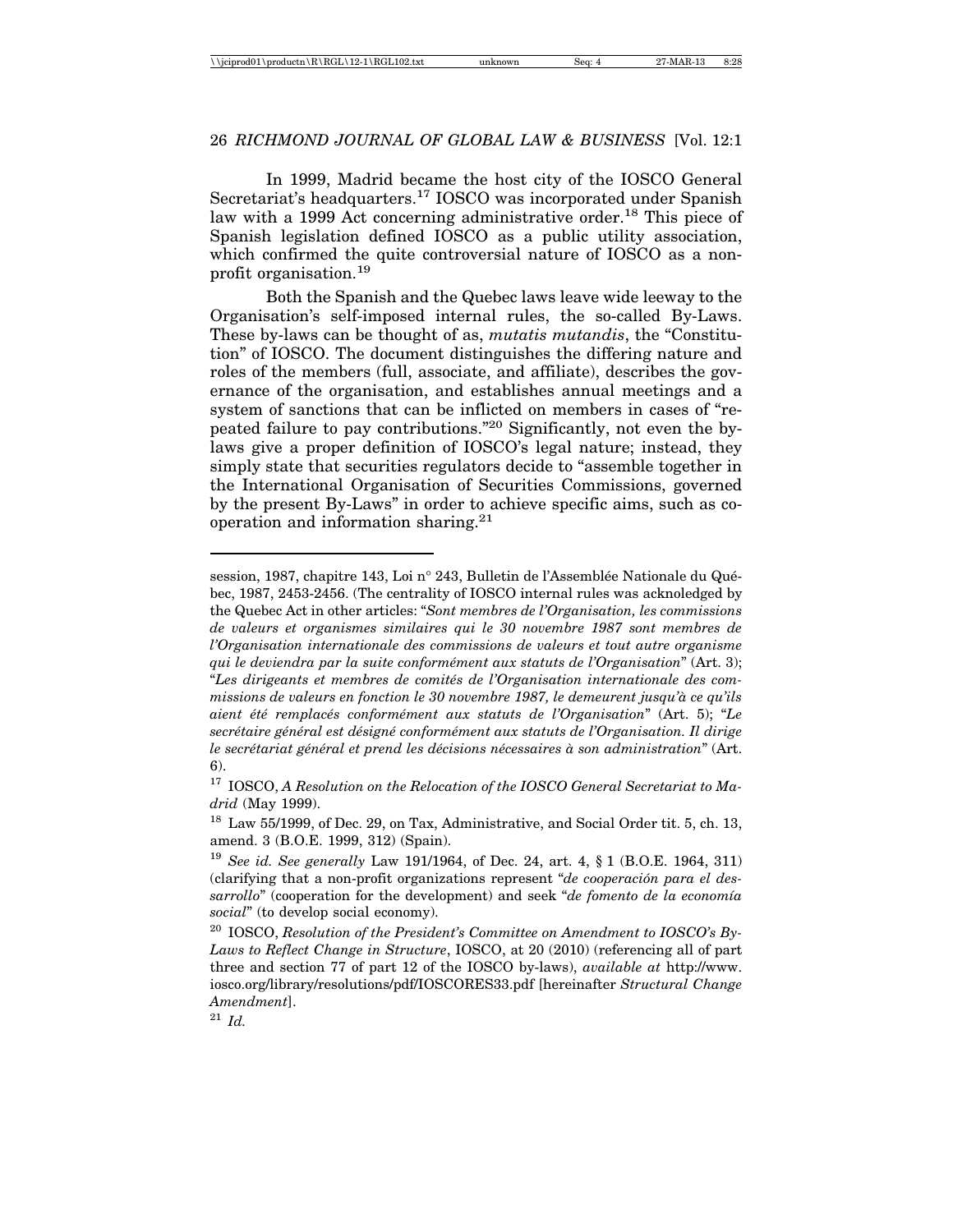In 1999, Madrid became the host city of the IOSCO General Secretariat's headquarters.[17] IOSCO was incorporated under Spanish law with a 1999 Act concerning administrative order.[18] This piece of Spanish legislation defined IOSCO as a public utility association, which confirmed the quite controversial nature of IOSCO as a non-profit organisation.[19]

Both the Spanish and the Quebec laws leave wide leeway to the Organisation's self-imposed internal rules, the so-called By-Laws. These by-laws can be thought of as, *mutatis mutandis*, the "Constitution" of IOSCO. The document distinguishes the differing nature and roles of the members (full, associate, and affiliate), describes the governance of the organisation, and establishes annual meetings and a system of sanctions that can be inflicted on members in cases of "repeated failure to pay contributions."[20] Significantly, not even the by-laws give a proper definition of IOSCO's legal nature; instead, they simply state that securities regulators decide to "assemble together in the International Organisation of Securities Commissions, governed by the present By-Laws" in order to achieve specific aims, such as cooperation and information sharing.[21]

---

session, 1987, chapitre 143, Loi n° 243, Bulletin de l'Assemblée Nationale du Québec, 1987, 2453-2456. (The centrality of IOSCO internal rules was acknoledged by the Quebec Act in other articles: "*Sont membres de l'Organisation, les commissions de valeurs et organismes similaires qui le 30 novembre 1987 sont membres de l'Organisation internationale des commissions de valeurs et tout autre organisme qui le deviendra par la suite conformément aux statuts de l'Organisation*" (Art. 3); "*Les dirigeants et membres de comités de l'Organisation internationale des commissions de valeurs en fonction le 30 novembre 1987, le demeurent jusqu'à ce qu'ils aient été remplacés conformément aux statuts de l'Organisation*" (Art. 5); "*Le secrétaire général est désigné conformément aux statuts de l'Organisation. Il dirige le secrétariat général et prend les décisions nécessaires à son administration*" (Art. 6).

[17] IOSCO, *A Resolution on the Relocation of the IOSCO General Secretariat to Madrid* (May 1999).

[18] Law 55/1999, of Dec. 29, on Tax, Administrative, and Social Order tit. 5, ch. 13, amend. 3 (B.O.E. 1999, 312) (Spain).

[19] *See id. See generally* Law 191/1964, of Dec. 24, art. 4, § 1 (B.O.E. 1964, 311) (clarifying that a non-profit organizations represent "*de cooperación para el dessarrollo*" (cooperation for the development) and seek "*de fomento de la economía social*" (to develop social economy).

[20] IOSCO, *Resolution of the President's Committee on Amendment to IOSCO's By-Laws to Reflect Change in Structure*, IOSCO, at 20 (2010) (referencing all of part three and section 77 of part 12 of the IOSCO by-laws), *available at* http://www.iosco.org/library/resolutions/pdf/IOSCORES33.pdf [hereinafter *Structural Change Amendment*].

[21] *Id.*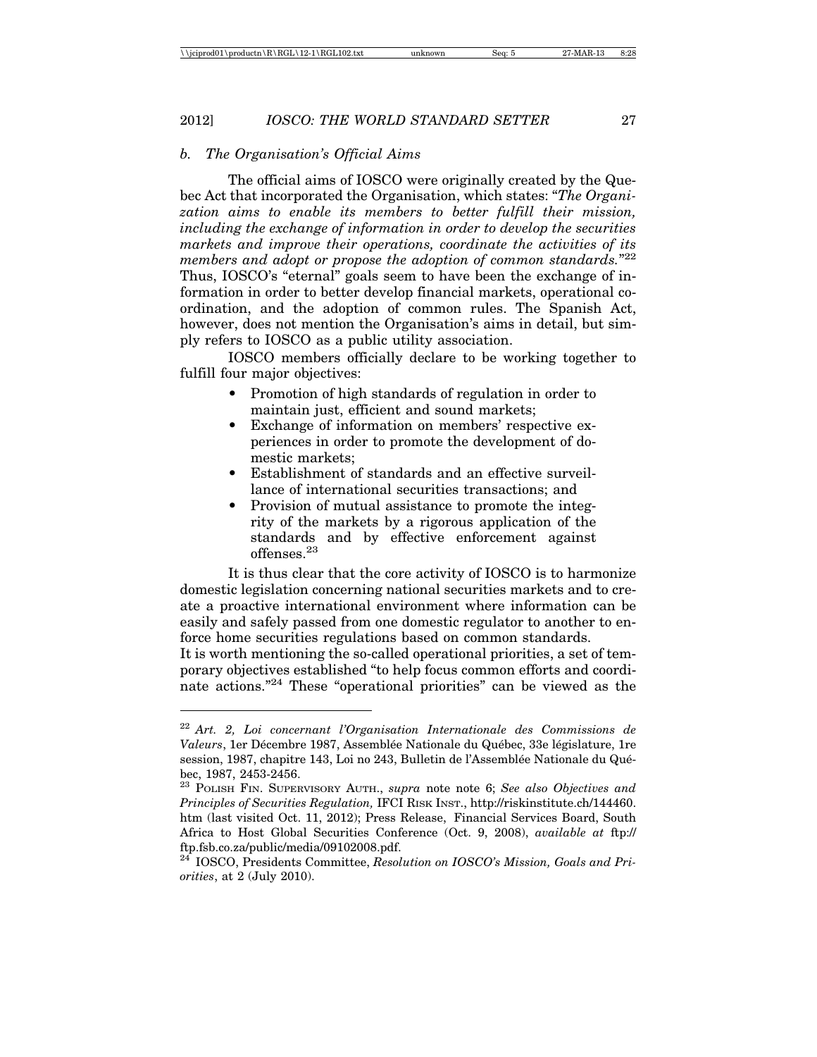### *b. The Organisation's Official Aims*

The official aims of IOSCO were originally created by the Quebec Act that incorporated the Organisation, which states: "*The Organization aims to enable its members to better fulfill their mission, including the exchange of information in order to develop the securities markets and improve their operations, coordinate the activities of its members and adopt or propose the adoption of common standards.*"[22] Thus, IOSCO's "eternal" goals seem to have been the exchange of information in order to better develop financial markets, operational coordination, and the adoption of common rules. The Spanish Act, however, does not mention the Organisation's aims in detail, but simply refers to IOSCO as a public utility association.

IOSCO members officially declare to be working together to fulfill four major objectives:

- Promotion of high standards of regulation in order to maintain just, efficient and sound markets;
- Exchange of information on members' respective experiences in order to promote the development of domestic markets;
- Establishment of standards and an effective surveillance of international securities transactions; and
- Provision of mutual assistance to promote the integrity of the markets by a rigorous application of the standards and by effective enforcement against offenses.[23]

It is thus clear that the core activity of IOSCO is to harmonize domestic legislation concerning national securities markets and to create a proactive international environment where information can be easily and safely passed from one domestic regulator to another to enforce home securities regulations based on common standards.

It is worth mentioning the so-called operational priorities, a set of temporary objectives established "to help focus common efforts and coordinate actions."[24] These "operational priorities" can be viewed as the

---

[22] *Art. 2, Loi concernant l'Organisation Internationale des Commissions de Valeurs*, 1er Décembre 1987, Assemblée Nationale du Québec, 33e législature, 1re session, 1987, chapitre 143, Loi no 243, Bulletin de l'Assemblée Nationale du Québec, 1987, 2453-2456.

[23] Polish Fin. Supervisory Auth., *supra* note note 6; *See also Objectives and Principles of Securities Regulation,* IFCI Risk Inst., http://riskinstitute.ch/144460.htm (last visited Oct. 11, 2012); Press Release, Financial Services Board, South Africa to Host Global Securities Conference (Oct. 9, 2008), *available at* ftp://ftp.fsb.co.za/public/media/09102008.pdf.

[24] IOSCO, Presidents Committee, *Resolution on IOSCO's Mission, Goals and Priorities*, at 2 (July 2010).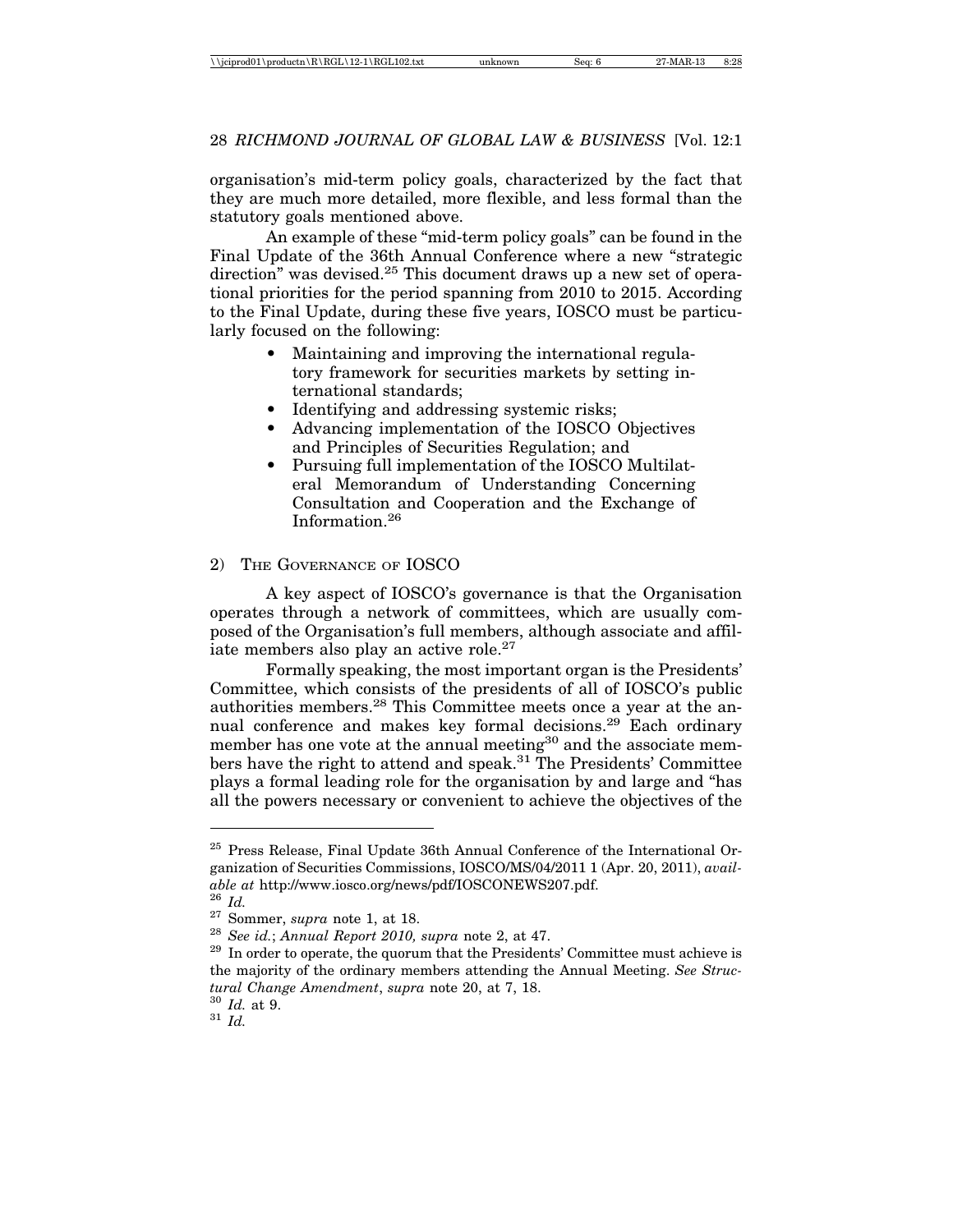organisation's mid-term policy goals, characterized by the fact that they are much more detailed, more flexible, and less formal than the statutory goals mentioned above.

An example of these "mid-term policy goals" can be found in the Final Update of the 36th Annual Conference where a new "strategic direction" was devised.[25] This document draws up a new set of operational priorities for the period spanning from 2010 to 2015. According to the Final Update, during these five years, IOSCO must be particularly focused on the following:

- Maintaining and improving the international regulatory framework for securities markets by setting international standards;
- Identifying and addressing systemic risks;
- Advancing implementation of the IOSCO Objectives and Principles of Securities Regulation; and
- Pursuing full implementation of the IOSCO Multilateral Memorandum of Understanding Concerning Consultation and Cooperation and the Exchange of Information.[26]

## 2) The Governance of IOSCO

A key aspect of IOSCO's governance is that the Organisation operates through a network of committees, which are usually composed of the Organisation's full members, although associate and affiliate members also play an active role.[27]

Formally speaking, the most important organ is the Presidents' Committee, which consists of the presidents of all of IOSCO's public authorities members.[28] This Committee meets once a year at the annual conference and makes key formal decisions.[29] Each ordinary member has one vote at the annual meeting[30] and the associate members have the right to attend and speak.[31] The Presidents' Committee plays a formal leading role for the organisation by and large and "has all the powers necessary or convenient to achieve the objectives of the

---

[25] Press Release, Final Update 36th Annual Conference of the International Organization of Securities Commissions, IOSCO/MS/04/2011 1 (Apr. 20, 2011), *available at* http://www.iosco.org/news/pdf/IOSCONEWS207.pdf.

[26] *Id.*

[27] Sommer, *supra* note 1, at 18.

[28] *See id.*; *Annual Report 2010, supra* note 2, at 47.

[29] In order to operate, the quorum that the Presidents' Committee must achieve is the majority of the ordinary members attending the Annual Meeting. *See Structural Change Amendment*, *supra* note 20, at 7, 18.

[30] *Id.* at 9.

[31] *Id.*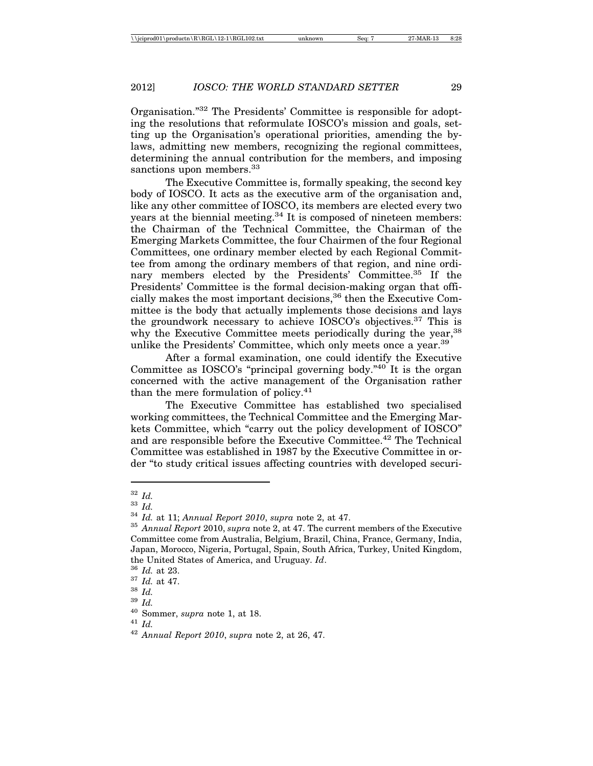Organisation."[32] The Presidents' Committee is responsible for adopting the resolutions that reformulate IOSCO's mission and goals, setting up the Organisation's operational priorities, amending the by-laws, admitting new members, recognizing the regional committees, determining the annual contribution for the members, and imposing sanctions upon members.[33]

The Executive Committee is, formally speaking, the second key body of IOSCO. It acts as the executive arm of the organisation and, like any other committee of IOSCO, its members are elected every two years at the biennial meeting.[34] It is composed of nineteen members: the Chairman of the Technical Committee, the Chairman of the Emerging Markets Committee, the four Chairmen of the four Regional Committees, one ordinary member elected by each Regional Committee from among the ordinary members of that region, and nine ordinary members elected by the Presidents' Committee.[35] If the Presidents' Committee is the formal decision-making organ that officially makes the most important decisions,[36] then the Executive Committee is the body that actually implements those decisions and lays the groundwork necessary to achieve IOSCO's objectives.[37] This is why the Executive Committee meets periodically during the year,[38] unlike the Presidents' Committee, which only meets once a year.[39]

After a formal examination, one could identify the Executive Committee as IOSCO's "principal governing body."[40] It is the organ concerned with the active management of the Organisation rather than the mere formulation of policy.[41]

The Executive Committee has established two specialised working committees, the Technical Committee and the Emerging Markets Committee, which "carry out the policy development of IOSCO" and are responsible before the Executive Committee.[42] The Technical Committee was established in 1987 by the Executive Committee in order "to study critical issues affecting countries with developed securi-

---

[32] *Id.*

[33] *Id.*

[34] *Id.* at 11; *Annual Report 2010*, *supra* note 2, at 47.

[35] *Annual Report* 2010, *supra* note 2, at 47. The current members of the Executive Committee come from Australia, Belgium, Brazil, China, France, Germany, India, Japan, Morocco, Nigeria, Portugal, Spain, South Africa, Turkey, United Kingdom, the United States of America, and Uruguay. *Id*.

[36] *Id.* at 23.

[37] *Id.* at 47.

[38] *Id.*

[39] *Id.*

[40] Sommer, *supra* note 1, at 18.

[41] *Id.*

[42] *Annual Report 2010*, *supra* note 2, at 26, 47.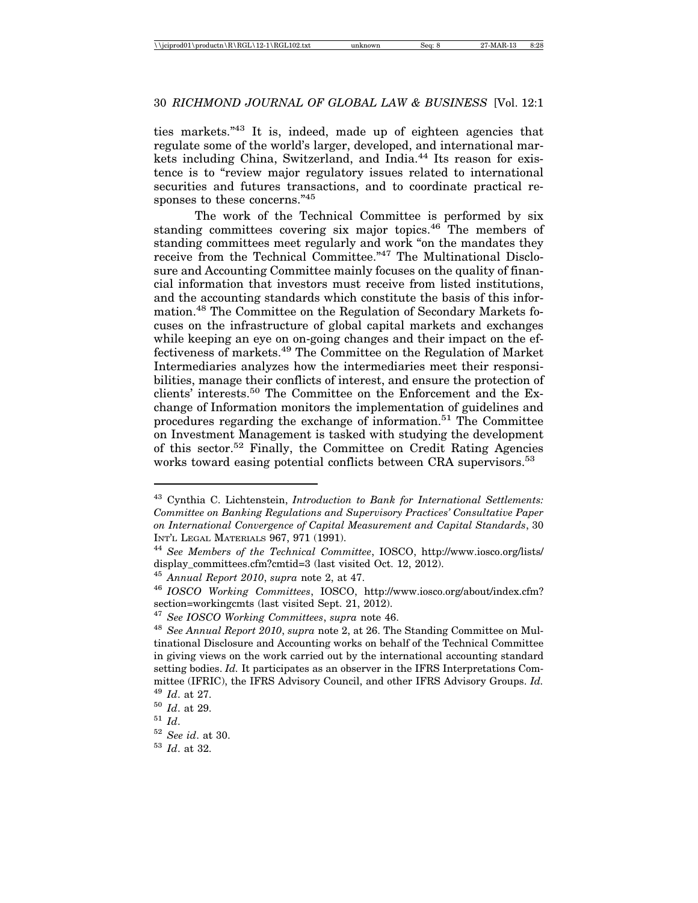ties markets."[43] It is, indeed, made up of eighteen agencies that regulate some of the world's larger, developed, and international markets including China, Switzerland, and India.[44] Its reason for existence is to "review major regulatory issues related to international securities and futures transactions, and to coordinate practical responses to these concerns."[45]

The work of the Technical Committee is performed by six standing committees covering six major topics.[46] The members of standing committees meet regularly and work "on the mandates they receive from the Technical Committee."[47] The Multinational Disclosure and Accounting Committee mainly focuses on the quality of financial information that investors must receive from listed institutions, and the accounting standards which constitute the basis of this information.[48] The Committee on the Regulation of Secondary Markets focuses on the infrastructure of global capital markets and exchanges while keeping an eye on on-going changes and their impact on the effectiveness of markets.[49] The Committee on the Regulation of Market Intermediaries analyzes how the intermediaries meet their responsibilities, manage their conflicts of interest, and ensure the protection of clients' interests.[50] The Committee on the Enforcement and the Exchange of Information monitors the implementation of guidelines and procedures regarding the exchange of information.[51] The Committee on Investment Management is tasked with studying the development of this sector.[52] Finally, the Committee on Credit Rating Agencies works toward easing potential conflicts between CRA supervisors.[53]

---

[43] Cynthia C. Lichtenstein, *Introduction to Bank for International Settlements: Committee on Banking Regulations and Supervisory Practices' Consultative Paper on International Convergence of Capital Measurement and Capital Standards*, 30 INT'L LEGAL MATERIALS 967, 971 (1991).

[44] *See Members of the Technical Committee*, IOSCO, http://www.iosco.org/lists/display_committees.cfm?cmtid=3 (last visited Oct. 12, 2012).

[45] *Annual Report 2010*, *supra* note 2, at 47.

[46] *IOSCO Working Committees*, IOSCO, http://www.iosco.org/about/index.cfm?section=workingcmts (last visited Sept. 21, 2012).

[47] *See IOSCO Working Committees*, *supra* note 46.

[48] *See Annual Report 2010*, *supra* note 2, at 26. The Standing Committee on Multinational Disclosure and Accounting works on behalf of the Technical Committee in giving views on the work carried out by the international accounting standard setting bodies. *Id.* It participates as an observer in the IFRS Interpretations Committee (IFRIC), the IFRS Advisory Council, and other IFRS Advisory Groups. *Id.*

[49] *Id*. at 27.

[50] *Id*. at 29.

[51] *Id*.

[52] *See id*. at 30.

[53] *Id*. at 32.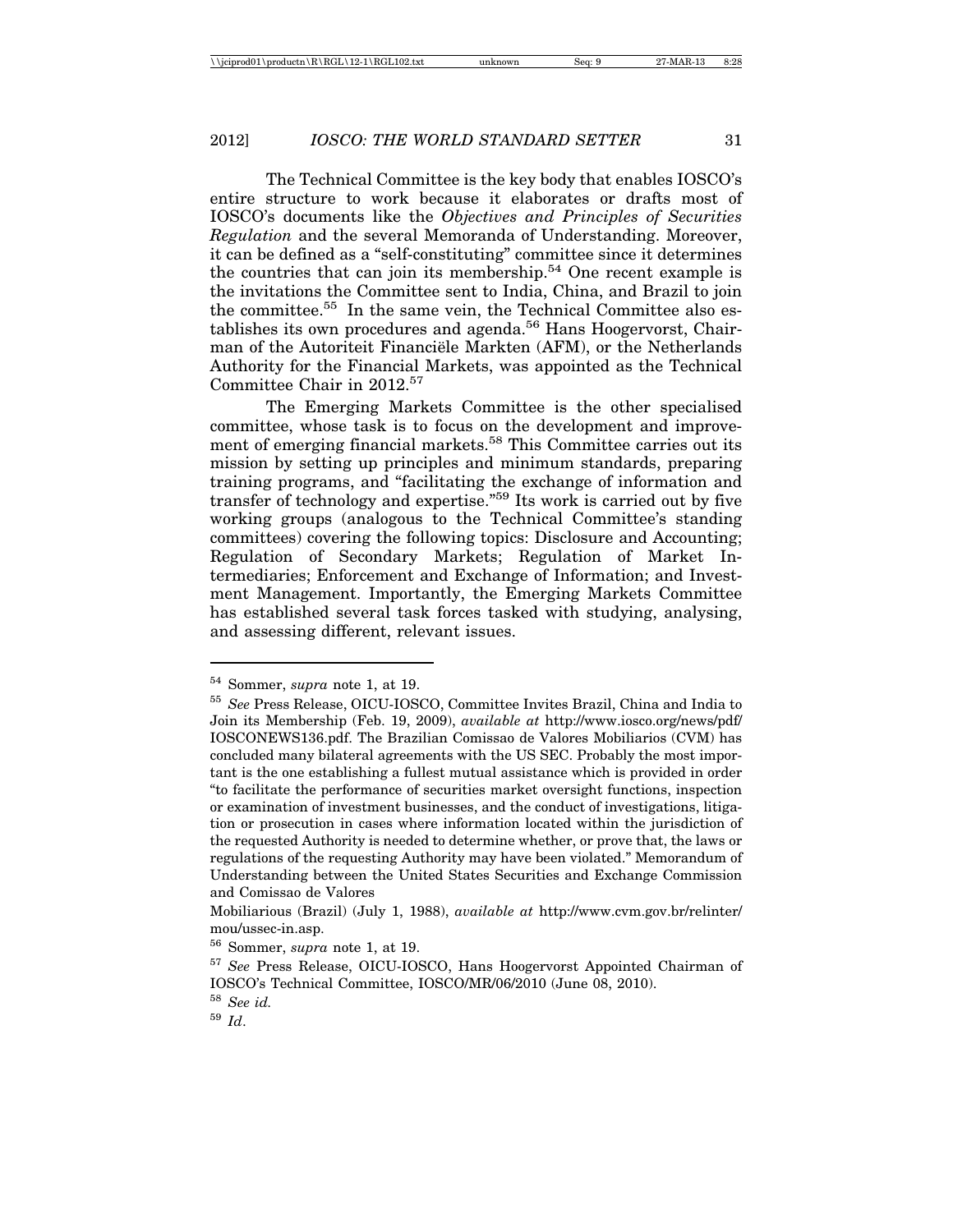The Technical Committee is the key body that enables IOSCO's entire structure to work because it elaborates or drafts most of IOSCO's documents like the *Objectives and Principles of Securities Regulation* and the several Memoranda of Understanding. Moreover, it can be defined as a "self-constituting" committee since it determines the countries that can join its membership.[54] One recent example is the invitations the Committee sent to India, China, and Brazil to join the committee.[55] In the same vein, the Technical Committee also establishes its own procedures and agenda.[56] Hans Hoogervorst, Chairman of the Autoriteit Financiële Markten (AFM), or the Netherlands Authority for the Financial Markets, was appointed as the Technical Committee Chair in 2012.[57]

The Emerging Markets Committee is the other specialised committee, whose task is to focus on the development and improvement of emerging financial markets.[58] This Committee carries out its mission by setting up principles and minimum standards, preparing training programs, and "facilitating the exchange of information and transfer of technology and expertise."[59] Its work is carried out by five working groups (analogous to the Technical Committee's standing committees) covering the following topics: Disclosure and Accounting; Regulation of Secondary Markets; Regulation of Market Intermediaries; Enforcement and Exchange of Information; and Investment Management. Importantly, the Emerging Markets Committee has established several task forces tasked with studying, analysing, and assessing different, relevant issues.

---

[54] Sommer, *supra* note 1, at 19.

[55] *See* Press Release, OICU-IOSCO, Committee Invites Brazil, China and India to Join its Membership (Feb. 19, 2009), *available at* http://www.iosco.org/news/pdf/IOSCONEWS136.pdf. The Brazilian Comissao de Valores Mobiliarios (CVM) has concluded many bilateral agreements with the US SEC. Probably the most important is the one establishing a fullest mutual assistance which is provided in order "to facilitate the performance of securities market oversight functions, inspection or examination of investment businesses, and the conduct of investigations, litigation or prosecution in cases where information located within the jurisdiction of the requested Authority is needed to determine whether, or prove that, the laws or regulations of the requesting Authority may have been violated." Memorandum of Understanding between the United States Securities and Exchange Commission and Comissao de Valores

Mobiliarious (Brazil) (July 1, 1988), *available at* http://www.cvm.gov.br/relinter/mou/ussec-in.asp.

[56] Sommer, *supra* note 1, at 19.

[57] *See* Press Release, OICU-IOSCO, Hans Hoogervorst Appointed Chairman of IOSCO's Technical Committee, IOSCO/MR/06/2010 (June 08, 2010).

[58] *See id.*

[59] *Id*.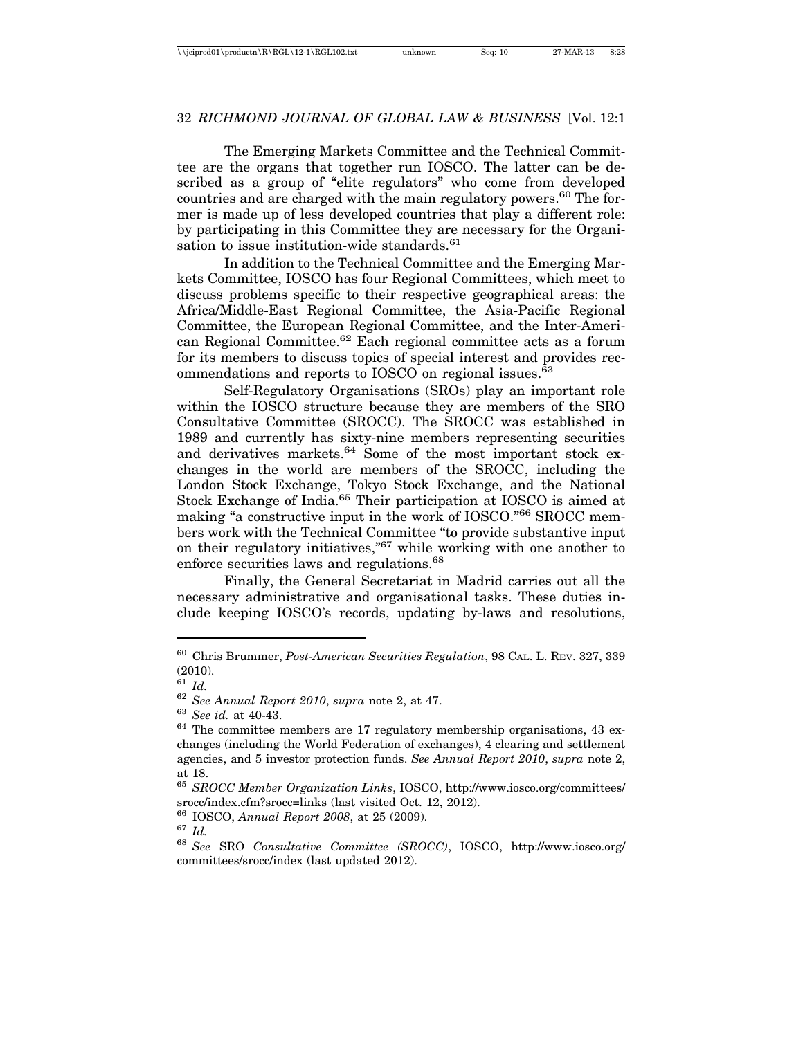The Emerging Markets Committee and the Technical Committee are the organs that together run IOSCO. The latter can be described as a group of "elite regulators" who come from developed countries and are charged with the main regulatory powers.[60] The former is made up of less developed countries that play a different role: by participating in this Committee they are necessary for the Organisation to issue institution-wide standards.[61]

In addition to the Technical Committee and the Emerging Markets Committee, IOSCO has four Regional Committees, which meet to discuss problems specific to their respective geographical areas: the Africa/Middle-East Regional Committee, the Asia-Pacific Regional Committee, the European Regional Committee, and the Inter-American Regional Committee.[62] Each regional committee acts as a forum for its members to discuss topics of special interest and provides recommendations and reports to IOSCO on regional issues.[63]

Self-Regulatory Organisations (SROs) play an important role within the IOSCO structure because they are members of the SRO Consultative Committee (SROCC). The SROCC was established in 1989 and currently has sixty-nine members representing securities and derivatives markets.[64] Some of the most important stock exchanges in the world are members of the SROCC, including the London Stock Exchange, Tokyo Stock Exchange, and the National Stock Exchange of India.[65] Their participation at IOSCO is aimed at making "a constructive input in the work of IOSCO."[66] SROCC members work with the Technical Committee "to provide substantive input on their regulatory initiatives,"[67] while working with one another to enforce securities laws and regulations.[68]

Finally, the General Secretariat in Madrid carries out all the necessary administrative and organisational tasks. These duties include keeping IOSCO's records, updating by-laws and resolutions,

---

[60] Chris Brummer, *Post-American Securities Regulation*, 98 CAL. L. REV. 327, 339 (2010).

[61] *Id.*

[62] *See Annual Report 2010*, *supra* note 2, at 47.

[63] *See id.* at 40-43.

[64] The committee members are 17 regulatory membership organisations, 43 exchanges (including the World Federation of exchanges), 4 clearing and settlement agencies, and 5 investor protection funds. *See Annual Report 2010*, *supra* note 2, at 18.

[65] *SROCC Member Organization Links*, IOSCO, http://www.iosco.org/committees/srocc/index.cfm?srocc=links (last visited Oct. 12, 2012).

[66] IOSCO, *Annual Report 2008*, at 25 (2009).

[67] *Id.*

[68] *See* SRO *Consultative Committee (SROCC)*, IOSCO, http://www.iosco.org/committees/srocc/index (last updated 2012).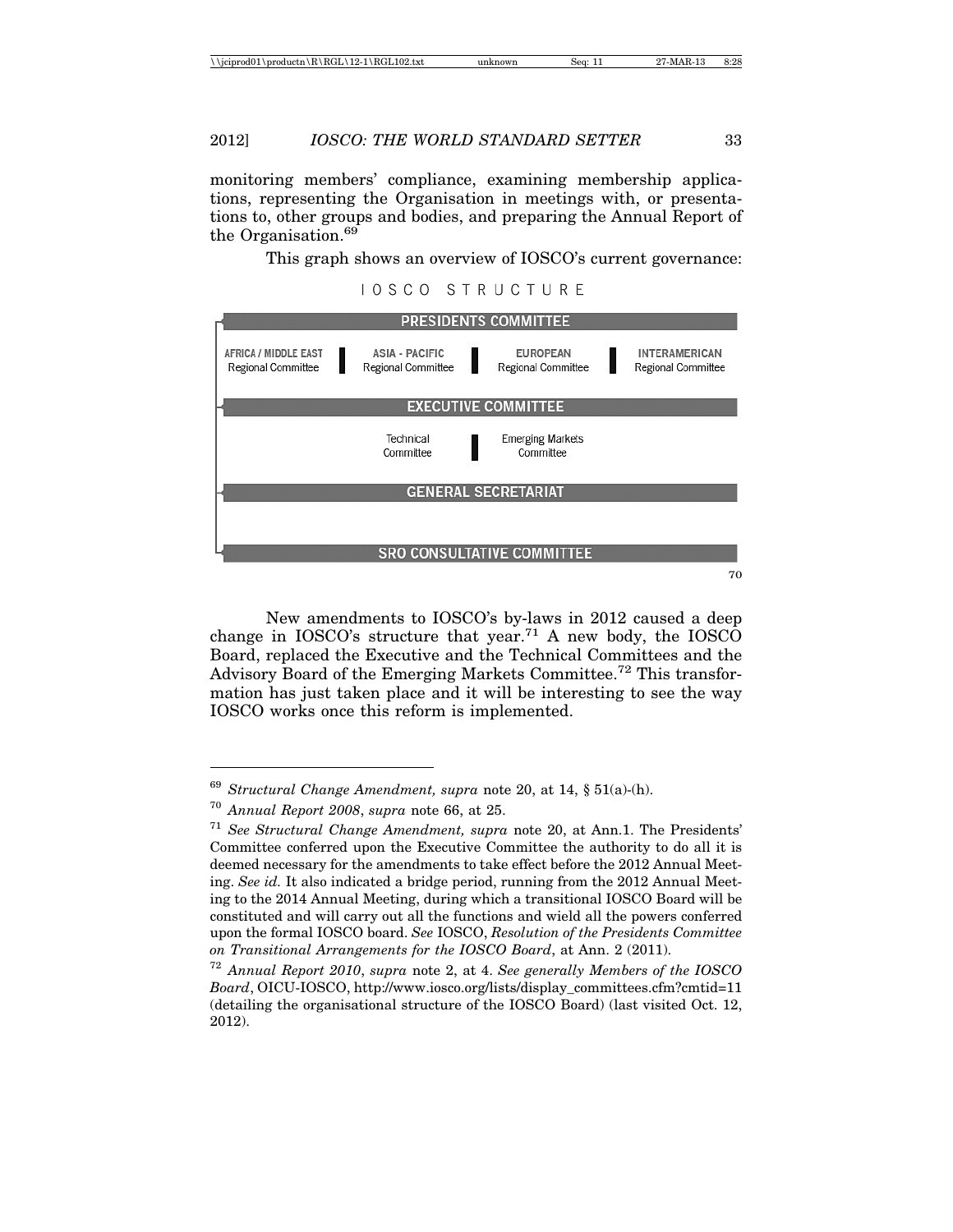monitoring members' compliance, examining membership applications, representing the Organisation in meetings with, or presentations to, other groups and bodies, and preparing the Annual Report of the Organisation.[69]

This graph shows an overview of IOSCO's current governance:

IOSCO STRUCTURE

**PRESIDENTS COMMITTEE**

| AFRICA / MIDDLE EAST Regional Committee | ASIA - PACIFIC Regional Committee | EUROPEAN Regional Committee | INTERAMERICAN Regional Committee |
|---|---|---|---|

**EXECUTIVE COMMITTEE**

| Technical Committee | Emerging Markets Committee |
|---|---|

**GENERAL SECRETARIAT**

**SRO CONSULTATIVE COMMITTEE**

[70]

New amendments to IOSCO's by-laws in 2012 caused a deep change in IOSCO's structure that year.[71] A new body, the IOSCO Board, replaced the Executive and the Technical Committees and the Advisory Board of the Emerging Markets Committee.[72] This transformation has just taken place and it will be interesting to see the way IOSCO works once this reform is implemented.

---

[69] *Structural Change Amendment, supra* note 20, at 14, § 51(a)-(h).

[70] *Annual Report 2008*, *supra* note 66, at 25.

[71] *See Structural Change Amendment, supra* note 20, at Ann.1. The Presidents' Committee conferred upon the Executive Committee the authority to do all it is deemed necessary for the amendments to take effect before the 2012 Annual Meeting. *See id.* It also indicated a bridge period, running from the 2012 Annual Meeting to the 2014 Annual Meeting, during which a transitional IOSCO Board will be constituted and will carry out all the functions and wield all the powers conferred upon the formal IOSCO board. *See* IOSCO, *Resolution of the Presidents Committee on Transitional Arrangements for the IOSCO Board*, at Ann. 2 (2011).

[72] *Annual Report 2010*, *supra* note 2, at 4. *See generally Members of the IOSCO Board*, OICU-IOSCO, http://www.iosco.org/lists/display_committees.cfm?cmtid=11 (detailing the organisational structure of the IOSCO Board) (last visited Oct. 12, 2012).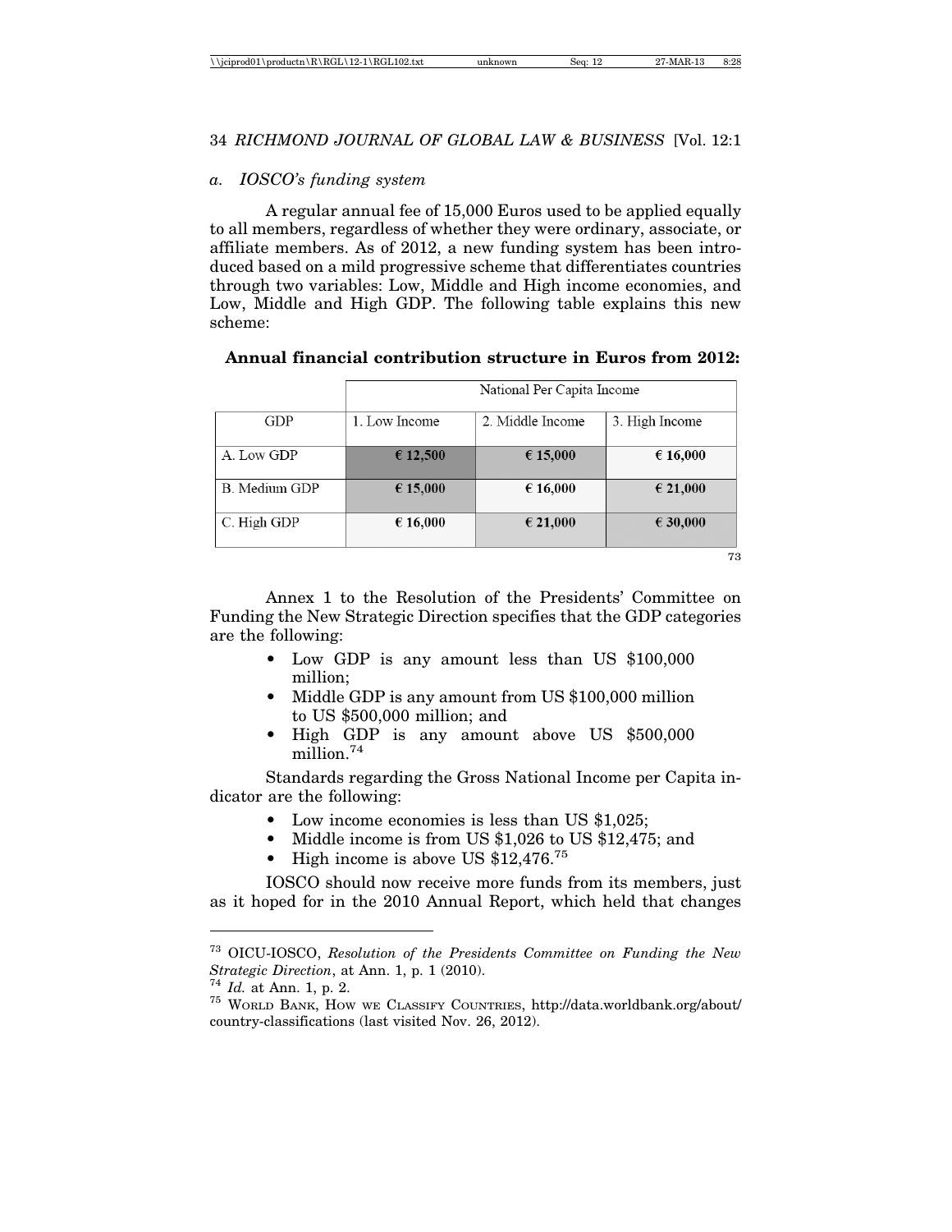### *a. IOSCO's funding system*

A regular annual fee of 15,000 Euros used to be applied equally to all members, regardless of whether they were ordinary, associate, or affiliate members. As of 2012, a new funding system has been introduced based on a mild progressive scheme that differentiates countries through two variables: Low, Middle and High income economies, and Low, Middle and High GDP. The following table explains this new scheme:

**Annual financial contribution structure in Euros from 2012:**

| | National Per Capita Income | | |
|---|---|---|---|
| GDP | 1. Low Income | 2. Middle Income | 3. High Income |
| A. Low GDP | **€ 12,500** | **€ 15,000** | **€ 16,000** |
| B. Medium GDP | **€ 15,000** | **€ 16,000** | **€ 21,000** |
| C. High GDP | **€ 16,000** | **€ 21,000** | **€ 30,000** |

[73]

Annex 1 to the Resolution of the Presidents' Committee on Funding the New Strategic Direction specifies that the GDP categories are the following:

- Low GDP is any amount less than US $100,000 million;
- Middle GDP is any amount from US $100,000 million to US $500,000 million; and
- High GDP is any amount above US $500,000 million.[74]

Standards regarding the Gross National Income per Capita indicator are the following:

- Low income economies is less than US $1,025;
- Middle income is from US $1,026 to US $12,475; and
- High income is above US $12,476.[75]

IOSCO should now receive more funds from its members, just as it hoped for in the 2010 Annual Report, which held that changes

---

[73] OICU-IOSCO, *Resolution of the Presidents Committee on Funding the New Strategic Direction*, at Ann. 1, p. 1 (2010).

[74] *Id.* at Ann. 1, p. 2.

[75] WORLD BANK, HOW WE CLASSIFY COUNTRIES, http://data.worldbank.org/about/country-classifications (last visited Nov. 26, 2012).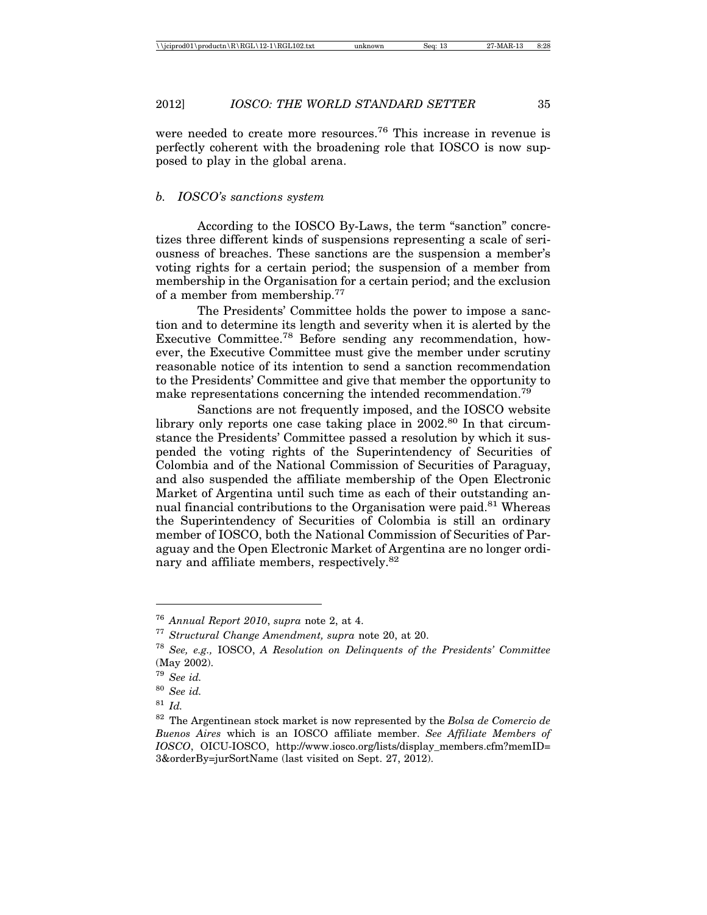were needed to create more resources.[76] This increase in revenue is perfectly coherent with the broadening role that IOSCO is now supposed to play in the global arena.

### *b. IOSCO's sanctions system*

According to the IOSCO By-Laws, the term "sanction" concretizes three different kinds of suspensions representing a scale of seriousness of breaches. These sanctions are the suspension a member's voting rights for a certain period; the suspension of a member from membership in the Organisation for a certain period; and the exclusion of a member from membership.[77]

The Presidents' Committee holds the power to impose a sanction and to determine its length and severity when it is alerted by the Executive Committee.[78] Before sending any recommendation, however, the Executive Committee must give the member under scrutiny reasonable notice of its intention to send a sanction recommendation to the Presidents' Committee and give that member the opportunity to make representations concerning the intended recommendation.[79]

Sanctions are not frequently imposed, and the IOSCO website library only reports one case taking place in 2002.[80] In that circumstance the Presidents' Committee passed a resolution by which it suspended the voting rights of the Superintendency of Securities of Colombia and of the National Commission of Securities of Paraguay, and also suspended the affiliate membership of the Open Electronic Market of Argentina until such time as each of their outstanding annual financial contributions to the Organisation were paid.[81] Whereas the Superintendency of Securities of Colombia is still an ordinary member of IOSCO, both the National Commission of Securities of Paraguay and the Open Electronic Market of Argentina are no longer ordinary and affiliate members, respectively.[82]

---

[76] *Annual Report 2010*, *supra* note 2, at 4.

[77] *Structural Change Amendment, supra* note 20, at 20.

[78] *See, e.g.,* IOSCO, *A Resolution on Delinquents of the Presidents' Committee* (May 2002).

[79] *See id.*

[80] *See id.*

[81] *Id.*

[82] The Argentinean stock market is now represented by the *Bolsa de Comercio de Buenos Aires* which is an IOSCO affiliate member. *See Affiliate Members of IOSCO*, OICU-IOSCO, http://www.iosco.org/lists/display_members.cfm?memID=3&orderBy=jurSortName (last visited on Sept. 27, 2012).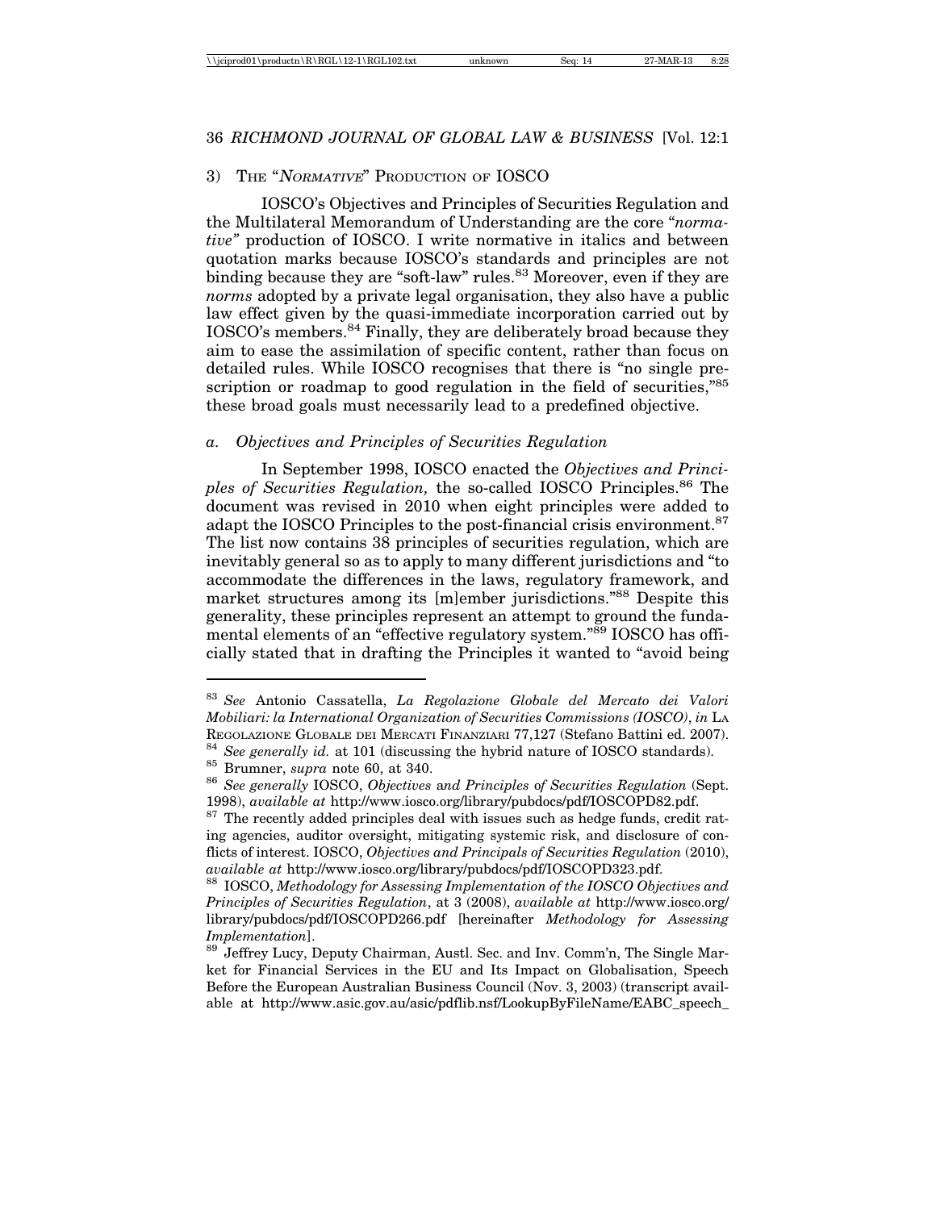### 3) The "*Normative*" Production of IOSCO

IOSCO's Objectives and Principles of Securities Regulation and the Multilateral Memorandum of Understanding are the core "*normative"* production of IOSCO. I write normative in italics and between quotation marks because IOSCO's standards and principles are not binding because they are "soft-law" rules.[83] Moreover, even if they are *norms* adopted by a private legal organisation, they also have a public law effect given by the quasi-immediate incorporation carried out by IOSCO's members.[84] Finally, they are deliberately broad because they aim to ease the assimilation of specific content, rather than focus on detailed rules. While IOSCO recognises that there is "no single prescription or roadmap to good regulation in the field of securities,"[85] these broad goals must necessarily lead to a predefined objective.

#### *a. Objectives and Principles of Securities Regulation*

In September 1998, IOSCO enacted the *Objectives and Principles of Securities Regulation,* the so-called IOSCO Principles.[86] The document was revised in 2010 when eight principles were added to adapt the IOSCO Principles to the post-financial crisis environment.[87] The list now contains 38 principles of securities regulation, which are inevitably general so as to apply to many different jurisdictions and "to accommodate the differences in the laws, regulatory framework, and market structures among its [m]ember jurisdictions."[88] Despite this generality, these principles represent an attempt to ground the fundamental elements of an "effective regulatory system."[89] IOSCO has officially stated that in drafting the Principles it wanted to "avoid being

---

[83] *See* Antonio Cassatella, *La Regolazione Globale del Mercato dei Valori Mobiliari: la International Organization of Securities Commissions (IOSCO)*, *in* La Regolazione Globale dei Mercati Finanziari 77,127 (Stefano Battini ed. 2007).

[84] *See generally id.* at 101 (discussing the hybrid nature of IOSCO standards).

[85] Brumner, *supra* note 60, at 340.

[86] *See generally* IOSCO, *Objectives and Principles of Securities Regulation* (Sept. 1998), *available at* http://www.iosco.org/library/pubdocs/pdf/IOSCOPD82.pdf.

[87] The recently added principles deal with issues such as hedge funds, credit rating agencies, auditor oversight, mitigating systemic risk, and disclosure of conflicts of interest. IOSCO, *Objectives and Principals of Securities Regulation* (2010), *available at* http://www.iosco.org/library/pubdocs/pdf/IOSCOPD323.pdf.

[88] IOSCO, *Methodology for Assessing Implementation of the IOSCO Objectives and Principles of Securities Regulation*, at 3 (2008), *available at* http://www.iosco.org/library/pubdocs/pdf/IOSCOPD266.pdf [hereinafter *Methodology for Assessing Implementation*].

[89] Jeffrey Lucy, Deputy Chairman, Austl. Sec. and Inv. Comm'n, The Single Market for Financial Services in the EU and Its Impact on Globalisation, Speech Before the European Australian Business Council (Nov. 3, 2003) (transcript available at http://www.asic.gov.au/asic/pdflib.nsf/LookupByFileName/EABC_speech_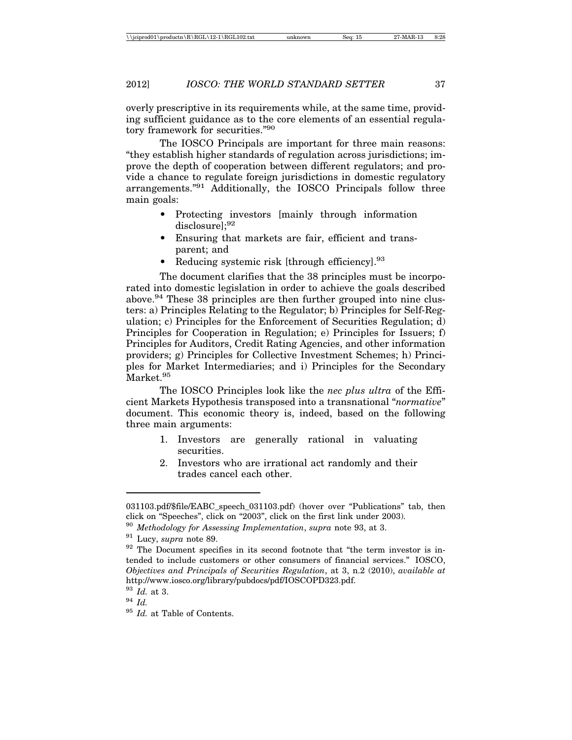overly prescriptive in its requirements while, at the same time, providing sufficient guidance as to the core elements of an essential regulatory framework for securities."[90]

The IOSCO Principals are important for three main reasons: "they establish higher standards of regulation across jurisdictions; improve the depth of cooperation between different regulators; and provide a chance to regulate foreign jurisdictions in domestic regulatory arrangements."[91] Additionally, the IOSCO Principals follow three main goals:

- Protecting investors [mainly through information disclosure];[92]
- Ensuring that markets are fair, efficient and transparent; and
- Reducing systemic risk [through efficiency].[93]

The document clarifies that the 38 principles must be incorporated into domestic legislation in order to achieve the goals described above.[94] These 38 principles are then further grouped into nine clusters: a) Principles Relating to the Regulator; b) Principles for Self-Regulation; c) Principles for the Enforcement of Securities Regulation; d) Principles for Cooperation in Regulation; e) Principles for Issuers; f) Principles for Auditors, Credit Rating Agencies, and other information providers; g) Principles for Collective Investment Schemes; h) Principles for Market Intermediaries; and i) Principles for the Secondary Market.[95]

The IOSCO Principles look like the *nec plus ultra* of the Efficient Markets Hypothesis transposed into a transnational "*normative*" document. This economic theory is, indeed, based on the following three main arguments:

1. Investors are generally rational in valuating securities.
2. Investors who are irrational act randomly and their trades cancel each other.

---

031103.pdf/$file/EABC_speech_031103.pdf) (hover over "Publications" tab, then click on "Speeches", click on "2003", click on the first link under 2003).

[90] *Methodology for Assessing Implementation*, *supra* note 93, at 3.

[91] Lucy, *supra* note 89.

[92] The Document specifies in its second footnote that "the term investor is intended to include customers or other consumers of financial services." IOSCO, *Objectives and Principals of Securities Regulation*, at 3, n.2 (2010), *available at* http://www.iosco.org/library/pubdocs/pdf/IOSCOPD323.pdf.

[93] *Id.* at 3.

[94] *Id.*

[95] *Id.* at Table of Contents.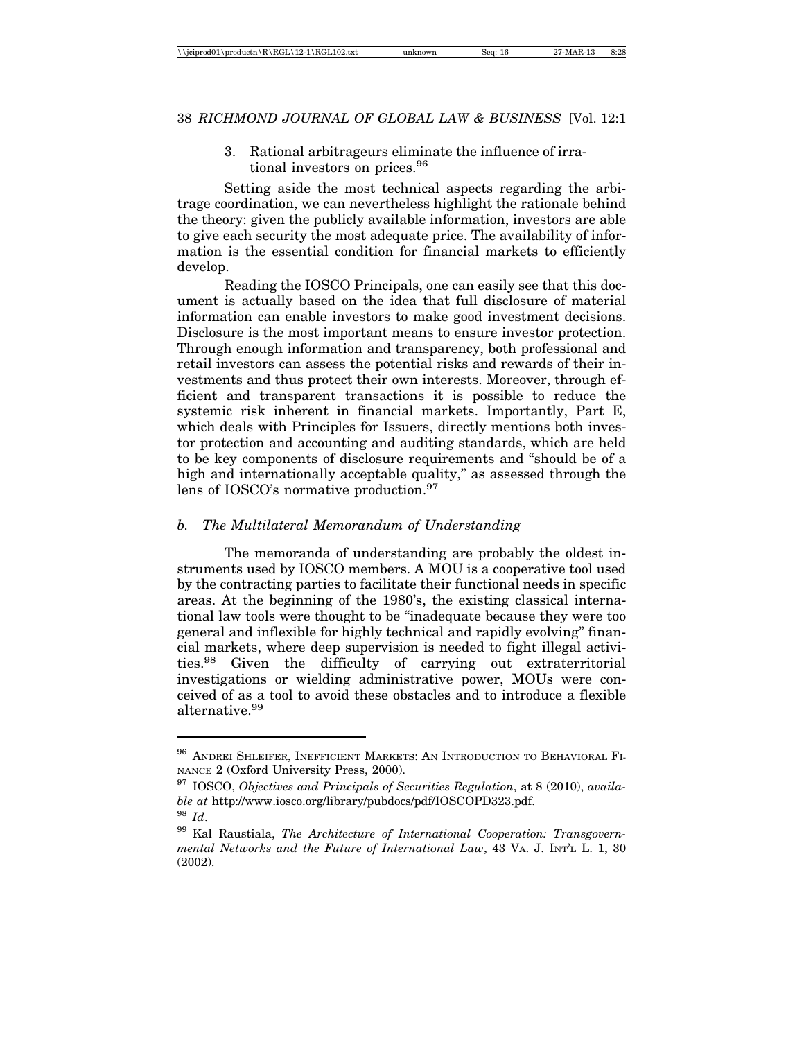3. Rational arbitrageurs eliminate the influence of irrational investors on prices.[96]

Setting aside the most technical aspects regarding the arbitrage coordination, we can nevertheless highlight the rationale behind the theory: given the publicly available information, investors are able to give each security the most adequate price. The availability of information is the essential condition for financial markets to efficiently develop.

Reading the IOSCO Principals, one can easily see that this document is actually based on the idea that full disclosure of material information can enable investors to make good investment decisions. Disclosure is the most important means to ensure investor protection. Through enough information and transparency, both professional and retail investors can assess the potential risks and rewards of their investments and thus protect their own interests. Moreover, through efficient and transparent transactions it is possible to reduce the systemic risk inherent in financial markets. Importantly, Part E, which deals with Principles for Issuers, directly mentions both investor protection and accounting and auditing standards, which are held to be key components of disclosure requirements and "should be of a high and internationally acceptable quality," as assessed through the lens of IOSCO's normative production.[97]

### *b. The Multilateral Memorandum of Understanding*

The memoranda of understanding are probably the oldest instruments used by IOSCO members. A MOU is a cooperative tool used by the contracting parties to facilitate their functional needs in specific areas. At the beginning of the 1980's, the existing classical international law tools were thought to be "inadequate because they were too general and inflexible for highly technical and rapidly evolving" financial markets, where deep supervision is needed to fight illegal activities.[98] Given the difficulty of carrying out extraterritorial investigations or wielding administrative power, MOUs were conceived of as a tool to avoid these obstacles and to introduce a flexible alternative.[99]

---

[96] ANDREI SHLEIFER, INEFFICIENT MARKETS: AN INTRODUCTION TO BEHAVIORAL FINANCE 2 (Oxford University Press, 2000).

[97] IOSCO, *Objectives and Principals of Securities Regulation*, at 8 (2010), *available at* http://www.iosco.org/library/pubdocs/pdf/IOSCOPD323.pdf.

[98] *Id*.

[99] Kal Raustiala, *The Architecture of International Cooperation: Transgovernmental Networks and the Future of International Law*, 43 VA. J. INT'L L. 1, 30 (2002).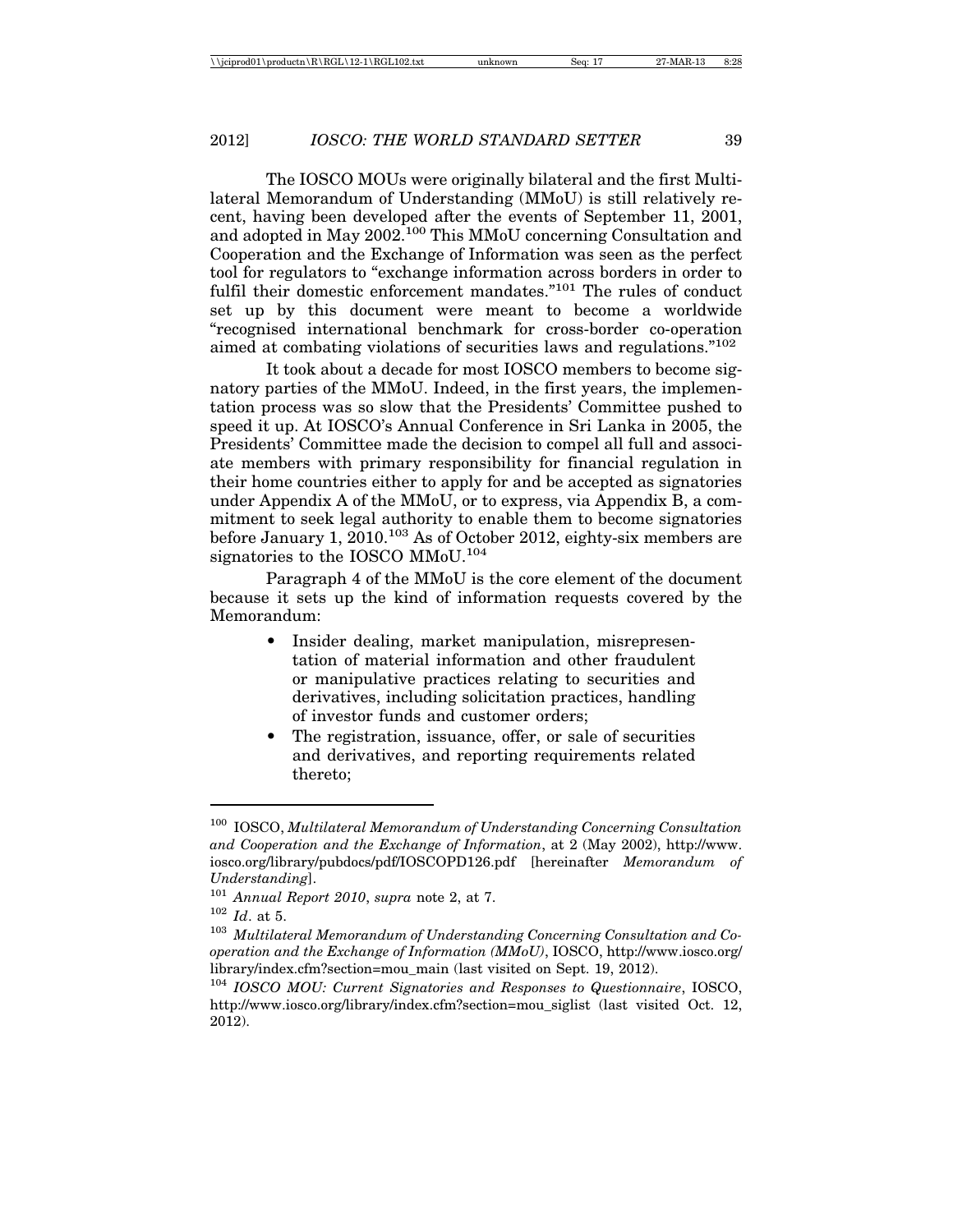The IOSCO MOUs were originally bilateral and the first Multilateral Memorandum of Understanding (MMoU) is still relatively recent, having been developed after the events of September 11, 2001, and adopted in May 2002.[100] This MMoU concerning Consultation and Cooperation and the Exchange of Information was seen as the perfect tool for regulators to "exchange information across borders in order to fulfil their domestic enforcement mandates."[101] The rules of conduct set up by this document were meant to become a worldwide "recognised international benchmark for cross-border co-operation aimed at combating violations of securities laws and regulations."[102]

It took about a decade for most IOSCO members to become signatory parties of the MMoU. Indeed, in the first years, the implementation process was so slow that the Presidents' Committee pushed to speed it up. At IOSCO's Annual Conference in Sri Lanka in 2005, the Presidents' Committee made the decision to compel all full and associate members with primary responsibility for financial regulation in their home countries either to apply for and be accepted as signatories under Appendix A of the MMoU, or to express, via Appendix B, a commitment to seek legal authority to enable them to become signatories before January 1, 2010.[103] As of October 2012, eighty-six members are signatories to the IOSCO MMoU.[104]

Paragraph 4 of the MMoU is the core element of the document because it sets up the kind of information requests covered by the Memorandum:

- Insider dealing, market manipulation, misrepresentation of material information and other fraudulent or manipulative practices relating to securities and derivatives, including solicitation practices, handling of investor funds and customer orders;
- The registration, issuance, offer, or sale of securities and derivatives, and reporting requirements related thereto;

---

[100] IOSCO, *Multilateral Memorandum of Understanding Concerning Consultation and Cooperation and the Exchange of Information*, at 2 (May 2002), http://www.iosco.org/library/pubdocs/pdf/IOSCOPD126.pdf [hereinafter *Memorandum of Understanding*].

[101] *Annual Report 2010*, *supra* note 2, at 7.

[102] *Id*. at 5.

[103] *Multilateral Memorandum of Understanding Concerning Consultation and Cooperation and the Exchange of Information (MMoU)*, IOSCO, http://www.iosco.org/library/index.cfm?section=mou_main (last visited on Sept. 19, 2012).

[104] *IOSCO MOU: Current Signatories and Responses to Questionnaire*, IOSCO, http://www.iosco.org/library/index.cfm?section=mou_siglist (last visited Oct. 12, 2012).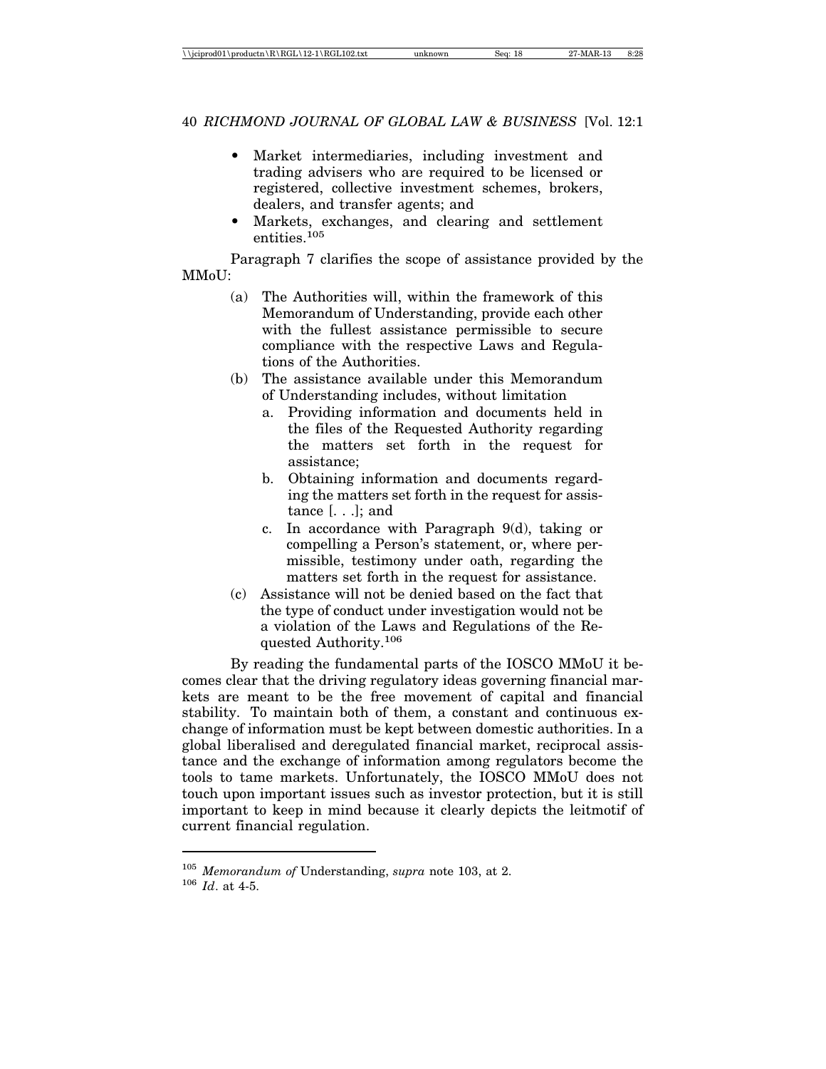- Market intermediaries, including investment and trading advisers who are required to be licensed or registered, collective investment schemes, brokers, dealers, and transfer agents; and
- Markets, exchanges, and clearing and settlement entities.[105]

Paragraph 7 clarifies the scope of assistance provided by the MMoU:

> (a) The Authorities will, within the framework of this Memorandum of Understanding, provide each other with the fullest assistance permissible to secure compliance with the respective Laws and Regulations of the Authorities.
>
> (b) The assistance available under this Memorandum of Understanding includes, without limitation
>
> a. Providing information and documents held in the files of the Requested Authority regarding the matters set forth in the request for assistance;
>
> b. Obtaining information and documents regarding the matters set forth in the request for assistance [. . .]; and
>
> c. In accordance with Paragraph 9(d), taking or compelling a Person's statement, or, where permissible, testimony under oath, regarding the matters set forth in the request for assistance.
>
> (c) Assistance will not be denied based on the fact that the type of conduct under investigation would not be a violation of the Laws and Regulations of the Requested Authority.[106]

By reading the fundamental parts of the IOSCO MMoU it becomes clear that the driving regulatory ideas governing financial markets are meant to be the free movement of capital and financial stability. To maintain both of them, a constant and continuous exchange of information must be kept between domestic authorities. In a global liberalised and deregulated financial market, reciprocal assistance and the exchange of information among regulators become the tools to tame markets. Unfortunately, the IOSCO MMoU does not touch upon important issues such as investor protection, but it is still important to keep in mind because it clearly depicts the leitmotif of current financial regulation.

---

[105] *Memorandum of* Understanding, *supra* note 103, at 2.

[106] *Id*. at 4-5.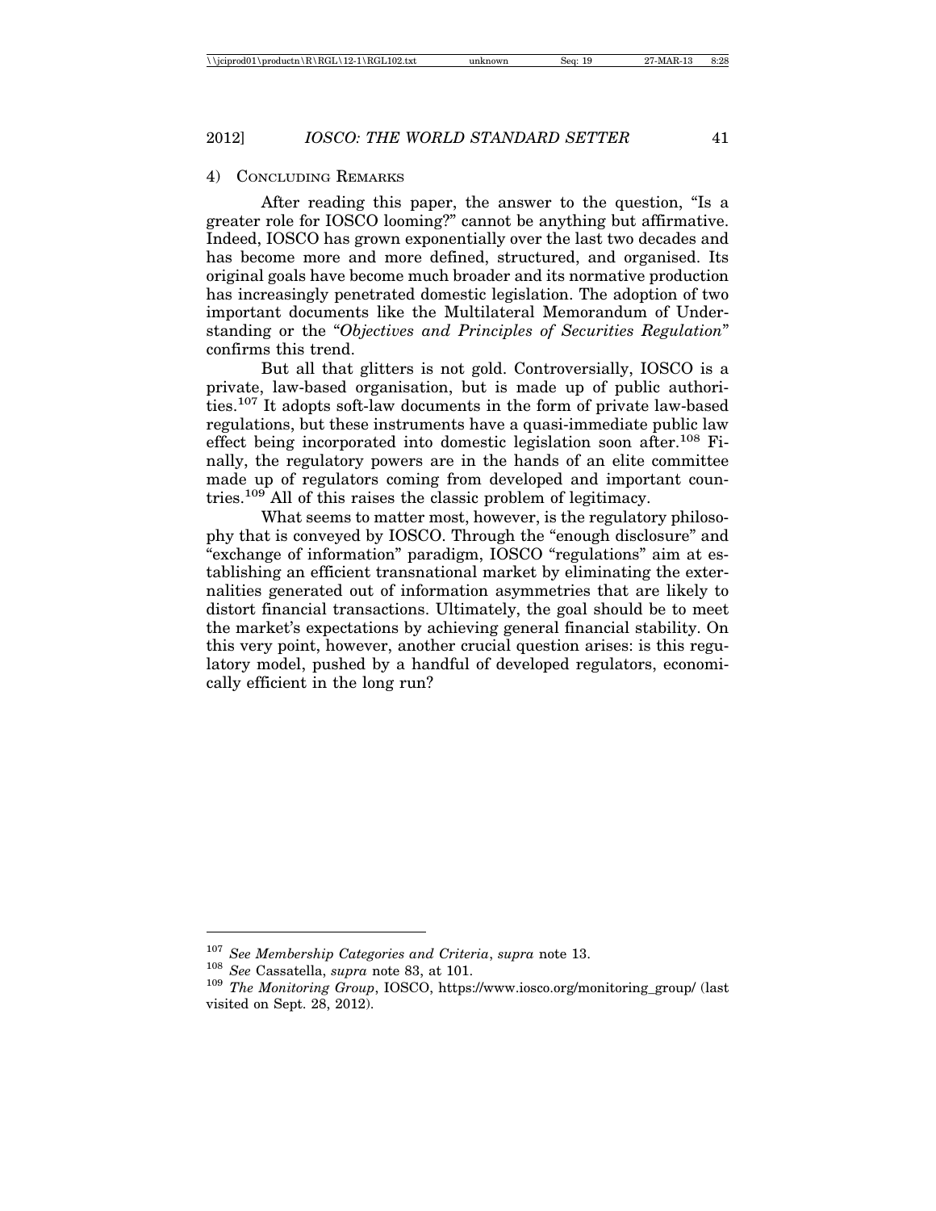## 4) Concluding Remarks

After reading this paper, the answer to the question, "Is a greater role for IOSCO looming?" cannot be anything but affirmative. Indeed, IOSCO has grown exponentially over the last two decades and has become more and more defined, structured, and organised. Its original goals have become much broader and its normative production has increasingly penetrated domestic legislation. The adoption of two important documents like the Multilateral Memorandum of Understanding or the "*Objectives and Principles of Securities Regulation*" confirms this trend.

But all that glitters is not gold. Controversially, IOSCO is a private, law-based organisation, but is made up of public authorities.[107] It adopts soft-law documents in the form of private law-based regulations, but these instruments have a quasi-immediate public law effect being incorporated into domestic legislation soon after.[108] Finally, the regulatory powers are in the hands of an elite committee made up of regulators coming from developed and important countries.[109] All of this raises the classic problem of legitimacy.

What seems to matter most, however, is the regulatory philosophy that is conveyed by IOSCO. Through the "enough disclosure" and "exchange of information" paradigm, IOSCO "regulations" aim at establishing an efficient transnational market by eliminating the externalities generated out of information asymmetries that are likely to distort financial transactions. Ultimately, the goal should be to meet the market's expectations by achieving general financial stability. On this very point, however, another crucial question arises: is this regulatory model, pushed by a handful of developed regulators, economically efficient in the long run?

---

[107] *See Membership Categories and Criteria*, *supra* note 13.

[108] *See* Cassatella, *supra* note 83, at 101.

[109] *The Monitoring Group*, IOSCO, https://www.iosco.org/monitoring_group/ (last visited on Sept. 28, 2012).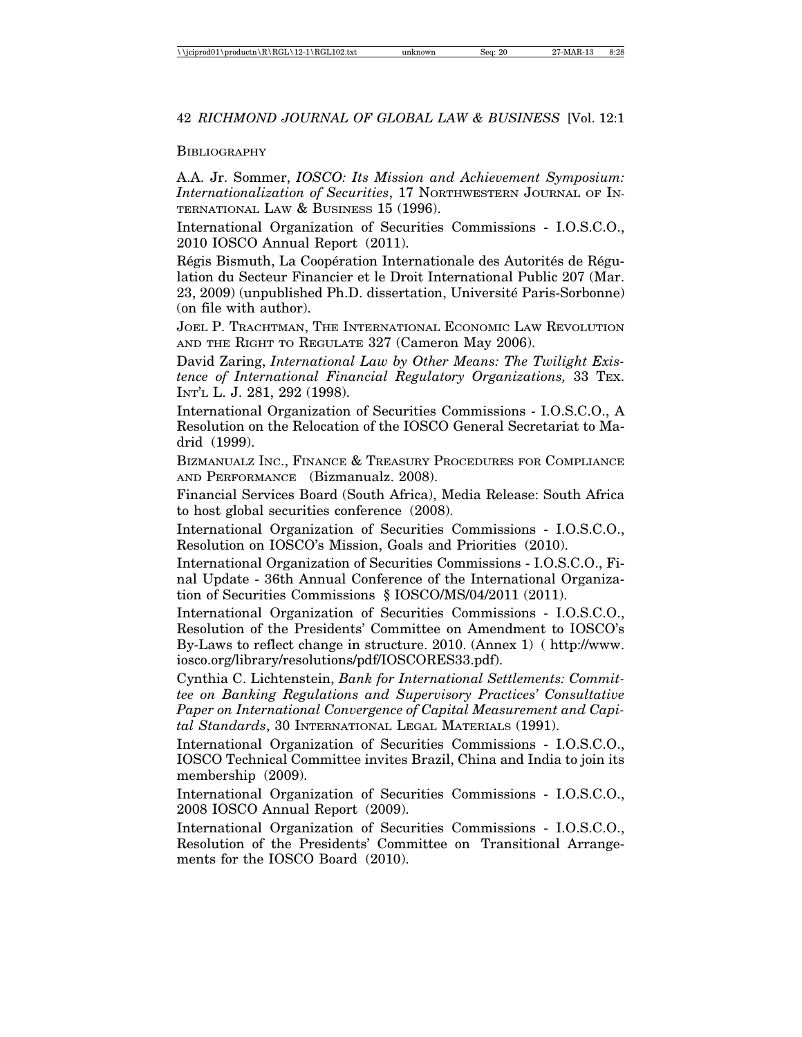Bibliography

A.A. Jr. Sommer, *IOSCO: Its Mission and Achievement Symposium: Internationalization of Securities*, 17 Northwestern Journal of International Law & Business 15 (1996).

International Organization of Securities Commissions - I.O.S.C.O., 2010 IOSCO Annual Report (2011).

Régis Bismuth, La Coopération Internationale des Autorités de Régulation du Secteur Financier et le Droit International Public 207 (Mar. 23, 2009) (unpublished Ph.D. dissertation, Université Paris-Sorbonne) (on file with author).

Joel P. Trachtman, The International Economic Law Revolution and the Right to Regulate 327 (Cameron May 2006).

David Zaring, *International Law by Other Means: The Twilight Existence of International Financial Regulatory Organizations,* 33 Tex. Int'l L. J. 281, 292 (1998).

International Organization of Securities Commissions - I.O.S.C.O., A Resolution on the Relocation of the IOSCO General Secretariat to Madrid (1999).

Bizmanualz Inc., Finance & Treasury Procedures for Compliance and Performance (Bizmanualz. 2008).

Financial Services Board (South Africa), Media Release: South Africa to host global securities conference (2008).

International Organization of Securities Commissions - I.O.S.C.O., Resolution on IOSCO's Mission, Goals and Priorities (2010).

International Organization of Securities Commissions - I.O.S.C.O., Final Update - 36th Annual Conference of the International Organization of Securities Commissions § IOSCO/MS/04/2011 (2011).

International Organization of Securities Commissions - I.O.S.C.O., Resolution of the Presidents' Committee on Amendment to IOSCO's By-Laws to reflect change in structure. 2010. (Annex 1) ( http://www.iosco.org/library/resolutions/pdf/IOSCORES33.pdf).

Cynthia C. Lichtenstein, *Bank for International Settlements: Committee on Banking Regulations and Supervisory Practices' Consultative Paper on International Convergence of Capital Measurement and Capital Standards*, 30 International Legal Materials (1991).

International Organization of Securities Commissions - I.O.S.C.O., IOSCO Technical Committee invites Brazil, China and India to join its membership (2009).

International Organization of Securities Commissions - I.O.S.C.O., 2008 IOSCO Annual Report (2009).

International Organization of Securities Commissions - I.O.S.C.O., Resolution of the Presidents' Committee on Transitional Arrangements for the IOSCO Board (2010).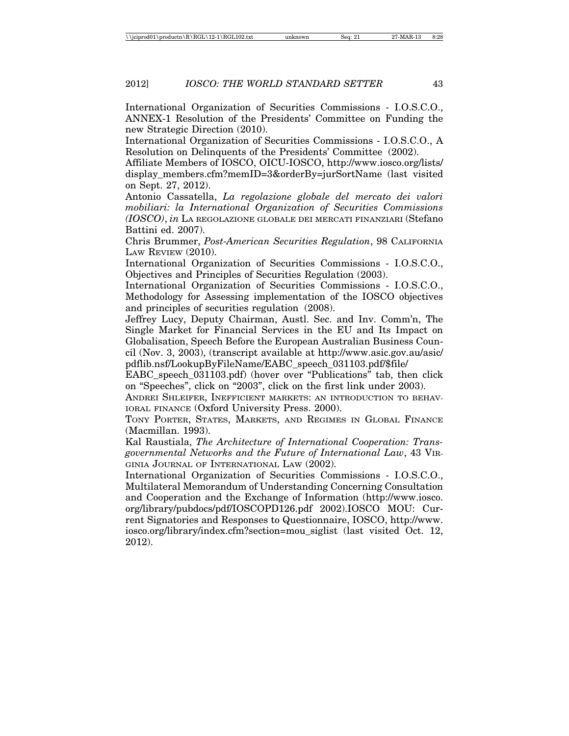International Organization of Securities Commissions - I.O.S.C.O., ANNEX-1 Resolution of the Presidents' Committee on Funding the new Strategic Direction (2010).

International Organization of Securities Commissions - I.O.S.C.O., A Resolution on Delinquents of the Presidents' Committee (2002).

Affiliate Members of IOSCO, OICU-IOSCO, http://www.iosco.org/lists/display_members.cfm?memID=3&orderBy=jurSortName (last visited on Sept. 27, 2012).

Antonio Cassatella, *La regolazione globale del mercato dei valori mobiliari: la International Organization of Securities Commissions (IOSCO)*, *in* LA REGOLAZIONE GLOBALE DEI MERCATI FINANZIARI (Stefano Battini ed. 2007).

Chris Brummer, *Post-American Securities Regulation*, 98 CALIFORNIA LAW REVIEW (2010).

International Organization of Securities Commissions - I.O.S.C.O., Objectives and Principles of Securities Regulation (2003).

International Organization of Securities Commissions - I.O.S.C.O., Methodology for Assessing implementation of the IOSCO objectives and principles of securities regulation (2008).

Jeffrey Lucy, Deputy Chairman, Austl. Sec. and Inv. Comm'n, The Single Market for Financial Services in the EU and Its Impact on Globalisation, Speech Before the European Australian Business Council (Nov. 3, 2003), (transcript available at http://www.asic.gov.au/asic/pdflib.nsf/LookupByFileName/EABC_speech_031103.pdf/$file/EABC_speech_031103.pdf) (hover over "Publications" tab, then click on "Speeches", click on "2003", click on the first link under 2003).

ANDREI SHLEIFER, INEFFICIENT MARKETS: AN INTRODUCTION TO BEHAVIORAL FINANCE (Oxford University Press. 2000).

TONY PORTER, STATES, MARKETS, AND REGIMES IN GLOBAL FINANCE (Macmillan. 1993).

Kal Raustiala, *The Architecture of International Cooperation: Transgovernmental Networks and the Future of International Law*, 43 VIRGINIA JOURNAL OF INTERNATIONAL LAW (2002).

International Organization of Securities Commissions - I.O.S.C.O., Multilateral Memorandum of Understanding Concerning Consultation and Cooperation and the Exchange of Information (http://www.iosco.org/library/pubdocs/pdf/IOSCOPD126.pdf 2002).IOSCO MOU: Current Signatories and Responses to Questionnaire, IOSCO, http://www.iosco.org/library/index.cfm?section=mou_siglist (last visited Oct. 12, 2012).